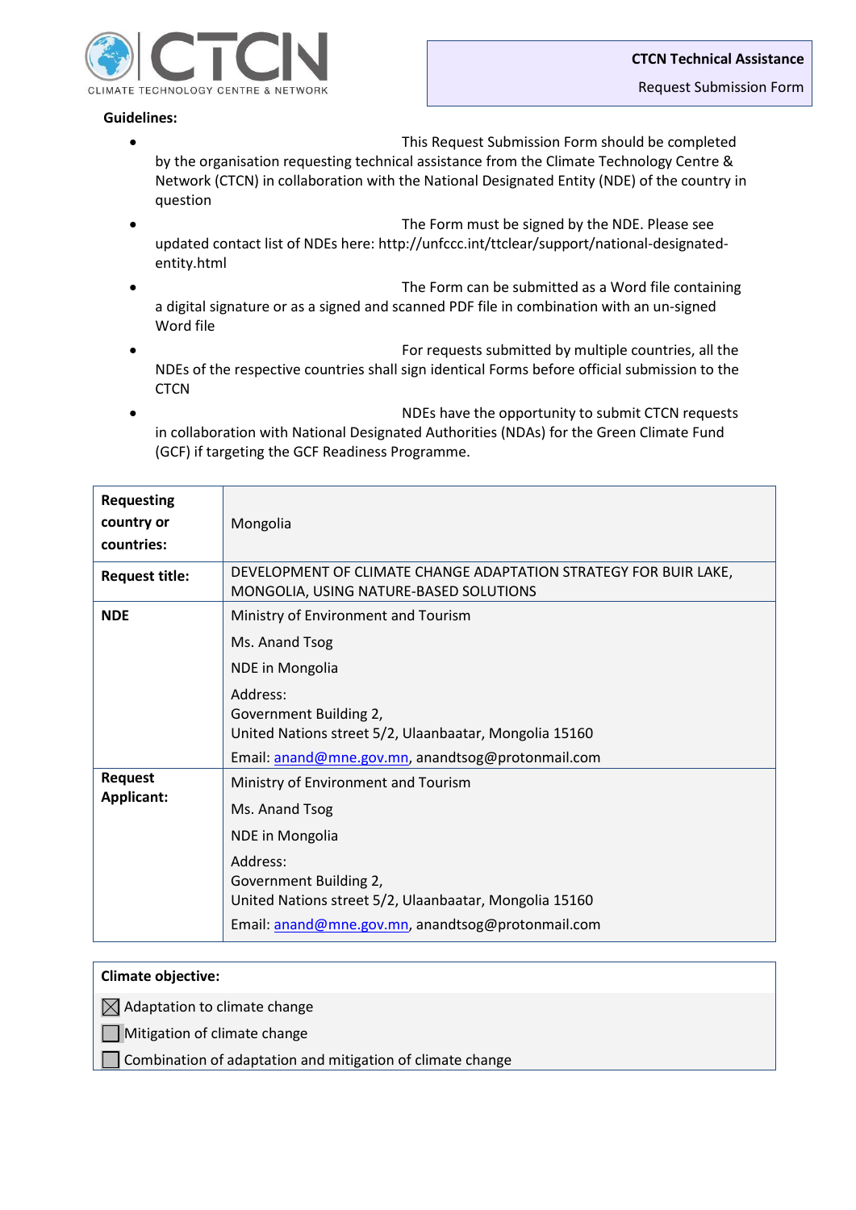**CTCN Technical Assistance**

Request Submission Form

**Guidelines:**

- This Request Submission Form should be completed by the organisation requesting technical assistance from the Climate Technology Centre & Network (CTCN) in collaboration with the National Designated Entity (NDE) of the country in question
- The Form must be signed by the NDE. Please see updated contact list of NDEs here: http://unfccc.int/ttclear/support/national-designated-entity.html
- The Form can be submitted as a Word file containing a digital signature or as a signed and scanned PDF file in combination with an un-signed Word file
- For requests submitted by multiple countries, all the NDEs of the respective countries shall sign identical Forms before official submission to the CTCN
- NDEs have the opportunity to submit CTCN requests in collaboration with National Designated Authorities (NDAs) for the Green Climate Fund (GCF) if targeting the GCF Readiness Programme.

| | |
|---|---|
| **Requesting country or countries:** | Mongolia |
| **Request title:** | DEVELOPMENT OF CLIMATE CHANGE ADAPTATION STRATEGY FOR BUIR LAKE, MONGOLIA, USING NATURE-BASED SOLUTIONS |
| **NDE** | Ministry of Environment and Tourism<br>Ms. Anand Tsog<br>NDE in Mongolia<br>Address:<br>Government Building 2,<br>United Nations street 5/2, Ulaanbaatar, Mongolia 15160<br>Email: anand@mne.gov.mn, anandtsog@protonmail.com |
| **Request Applicant:** | Ministry of Environment and Tourism<br>Ms. Anand Tsog<br>NDE in Mongolia<br>Address:<br>Government Building 2,<br>United Nations street 5/2, Ulaanbaatar, Mongolia 15160<br>Email: anand@mne.gov.mn, anandtsog@protonmail.com |

**Climate objective:**

- ☒ Adaptation to climate change
- ☐ Mitigation of climate change
- ☐ Combination of adaptation and mitigation of climate change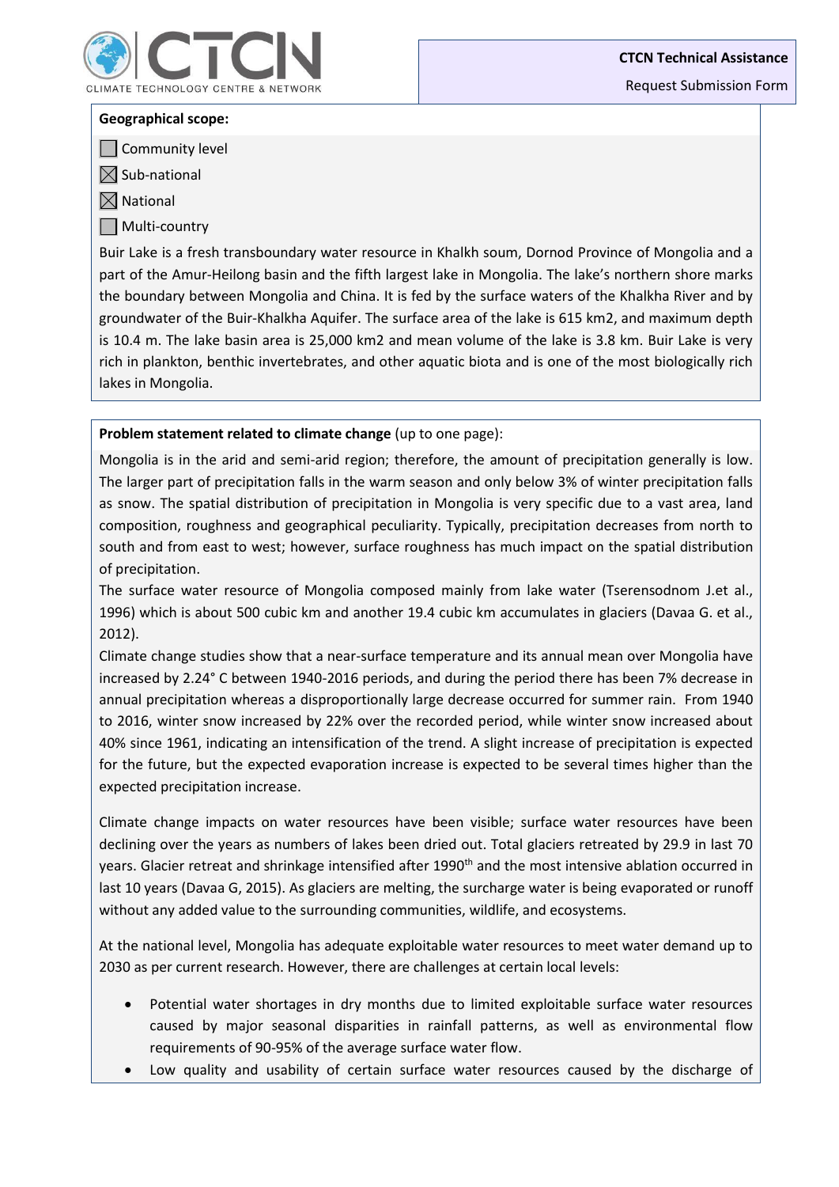**Geographical scope:**

- ☐ Community level
- ☒ Sub-national
- ☒ National
- ☐ Multi-country

Buir Lake is a fresh transboundary water resource in Khalkh soum, Dornod Province of Mongolia and a part of the Amur-Heilong basin and the fifth largest lake in Mongolia. The lake's northern shore marks the boundary between Mongolia and China. It is fed by the surface waters of the Khalkha River and by groundwater of the Buir-Khalkha Aquifer. The surface area of the lake is 615 km2, and maximum depth is 10.4 m. The lake basin area is 25,000 km2 and mean volume of the lake is 3.8 km. Buir Lake is very rich in plankton, benthic invertebrates, and other aquatic biota and is one of the most biologically rich lakes in Mongolia.

**Problem statement related to climate change** (up to one page):

Mongolia is in the arid and semi-arid region; therefore, the amount of precipitation generally is low. The larger part of precipitation falls in the warm season and only below 3% of winter precipitation falls as snow. The spatial distribution of precipitation in Mongolia is very specific due to a vast area, land composition, roughness and geographical peculiarity. Typically, precipitation decreases from north to south and from east to west; however, surface roughness has much impact on the spatial distribution of precipitation.

The surface water resource of Mongolia composed mainly from lake water (Tserensodnom J.et al., 1996) which is about 500 cubic km and another 19.4 cubic km accumulates in glaciers (Davaa G. et al., 2012).

Climate change studies show that a near-surface temperature and its annual mean over Mongolia have increased by 2.24° C between 1940-2016 periods, and during the period there has been 7% decrease in annual precipitation whereas a disproportionally large decrease occurred for summer rain. From 1940 to 2016, winter snow increased by 22% over the recorded period, while winter snow increased about 40% since 1961, indicating an intensification of the trend. A slight increase of precipitation is expected for the future, but the expected evaporation increase is expected to be several times higher than the expected precipitation increase.

Climate change impacts on water resources have been visible; surface water resources have been declining over the years as numbers of lakes been dried out. Total glaciers retreated by 29.9 in last 70 years. Glacier retreat and shrinkage intensified after 1990th and the most intensive ablation occurred in last 10 years (Davaa G, 2015). As glaciers are melting, the surcharge water is being evaporated or runoff without any added value to the surrounding communities, wildlife, and ecosystems.

At the national level, Mongolia has adequate exploitable water resources to meet water demand up to 2030 as per current research. However, there are challenges at certain local levels:

- Potential water shortages in dry months due to limited exploitable surface water resources caused by major seasonal disparities in rainfall patterns, as well as environmental flow requirements of 90-95% of the average surface water flow.
- Low quality and usability of certain surface water resources caused by the discharge of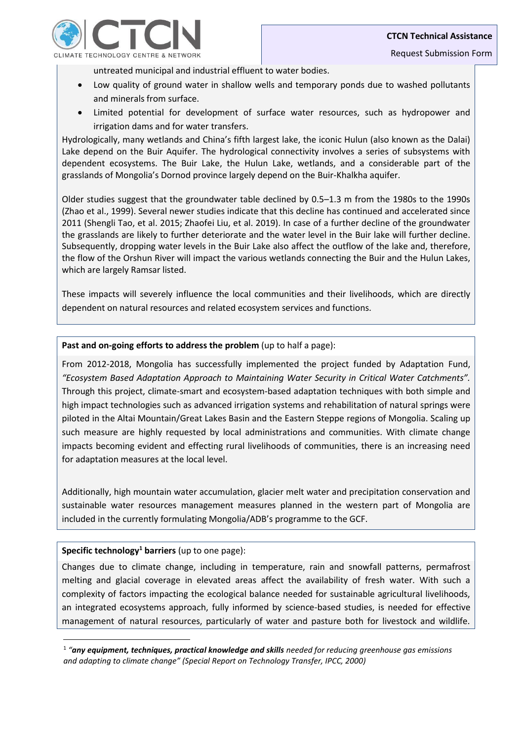untreated municipal and industrial effluent to water bodies.

- Low quality of ground water in shallow wells and temporary ponds due to washed pollutants and minerals from surface.
- Limited potential for development of surface water resources, such as hydropower and irrigation dams and for water transfers.

Hydrologically, many wetlands and China's fifth largest lake, the iconic Hulun (also known as the Dalai) Lake depend on the Buir Aquifer. The hydrological connectivity involves a series of subsystems with dependent ecosystems. The Buir Lake, the Hulun Lake, wetlands, and a considerable part of the grasslands of Mongolia's Dornod province largely depend on the Buir-Khalkha aquifer.

Older studies suggest that the groundwater table declined by 0.5–1.3 m from the 1980s to the 1990s (Zhao et al., 1999). Several newer studies indicate that this decline has continued and accelerated since 2011 (Shengli Tao, et al. 2015; Zhaofei Liu, et al. 2019). In case of a further decline of the groundwater the grasslands are likely to further deteriorate and the water level in the Buir lake will further decline. Subsequently, dropping water levels in the Buir Lake also affect the outflow of the lake and, therefore, the flow of the Orshun River will impact the various wetlands connecting the Buir and the Hulun Lakes, which are largely Ramsar listed.

These impacts will severely influence the local communities and their livelihoods, which are directly dependent on natural resources and related ecosystem services and functions.

**Past and on-going efforts to address the problem** (up to half a page):

From 2012-2018, Mongolia has successfully implemented the project funded by Adaptation Fund, *"Ecosystem Based Adaptation Approach to Maintaining Water Security in Critical Water Catchments".* Through this project, climate-smart and ecosystem-based adaptation techniques with both simple and high impact technologies such as advanced irrigation systems and rehabilitation of natural springs were piloted in the Altai Mountain/Great Lakes Basin and the Eastern Steppe regions of Mongolia. Scaling up such measure are highly requested by local administrations and communities. With climate change impacts becoming evident and effecting rural livelihoods of communities, there is an increasing need for adaptation measures at the local level.

Additionally, high mountain water accumulation, glacier melt water and precipitation conservation and sustainable water resources management measures planned in the western part of Mongolia are included in the currently formulating Mongolia/ADB's programme to the GCF.

**Specific technology[1] barriers** (up to one page):

Changes due to climate change, including in temperature, rain and snowfall patterns, permafrost melting and glacial coverage in elevated areas affect the availability of fresh water. With such a complexity of factors impacting the ecological balance needed for sustainable agricultural livelihoods, an integrated ecosystems approach, fully informed by science-based studies, is needed for effective management of natural resources, particularly of water and pasture both for livestock and wildlife.

[1] *"**any equipment, techniques, practical knowledge and skills** needed for reducing greenhouse gas emissions and adapting to climate change" (Special Report on Technology Transfer, IPCC, 2000)*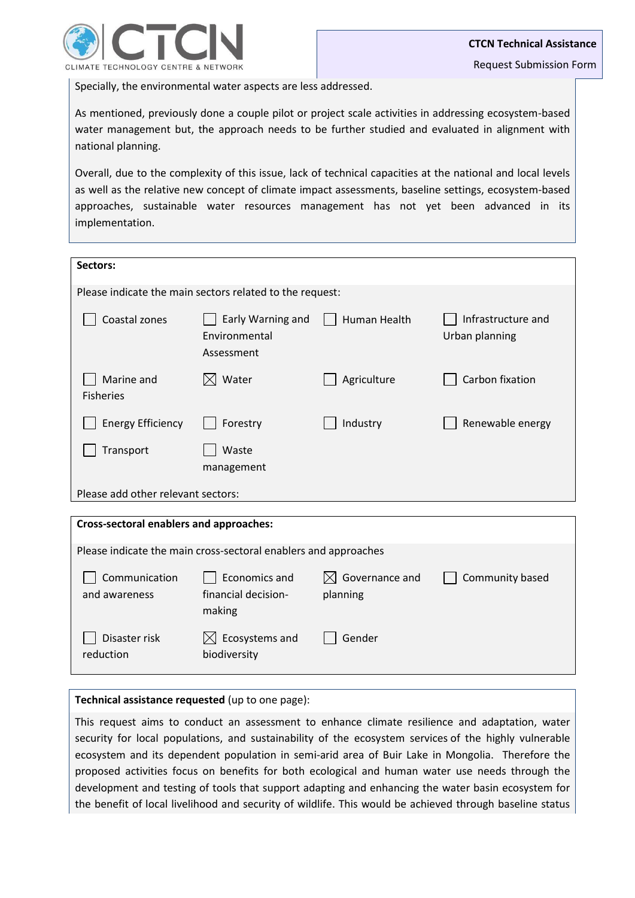Specially, the environmental water aspects are less addressed.

As mentioned, previously done a couple pilot or project scale activities in addressing ecosystem-based water management but, the approach needs to be further studied and evaluated in alignment with national planning.

Overall, due to the complexity of this issue, lack of technical capacities at the national and local levels as well as the relative new concept of climate impact assessments, baseline settings, ecosystem-based approaches, sustainable water resources management has not yet been advanced in its implementation.

**Sectors:**

Please indicate the main sectors related to the request:

| | | | |
|---|---|---|---|
| ☐ Coastal zones | ☐ Early Warning and Environmental Assessment | ☐ Human Health | ☐ Infrastructure and Urban planning |
| ☐ Marine and Fisheries | ☒ Water | ☐ Agriculture | ☐ Carbon fixation |
| ☐ Energy Efficiency | ☐ Forestry | ☐ Industry | ☐ Renewable energy |
| ☐ Transport | ☐ Waste management | | |

Please add other relevant sectors:

**Cross-sectoral enablers and approaches:**

Please indicate the main cross-sectoral enablers and approaches

| | | | |
|---|---|---|---|
| ☐ Communication and awareness | ☐ Economics and financial decision-making | ☒ Governance and planning | ☐ Community based |
| ☐ Disaster risk reduction | ☒ Ecosystems and biodiversity | ☐ Gender | |

**Technical assistance requested** (up to one page):

This request aims to conduct an assessment to enhance climate resilience and adaptation, water security for local populations, and sustainability of the ecosystem services of the highly vulnerable ecosystem and its dependent population in semi-arid area of Buir Lake in Mongolia. Therefore the proposed activities focus on benefits for both ecological and human water use needs through the development and testing of tools that support adapting and enhancing the water basin ecosystem for the benefit of local livelihood and security of wildlife. This would be achieved through baseline status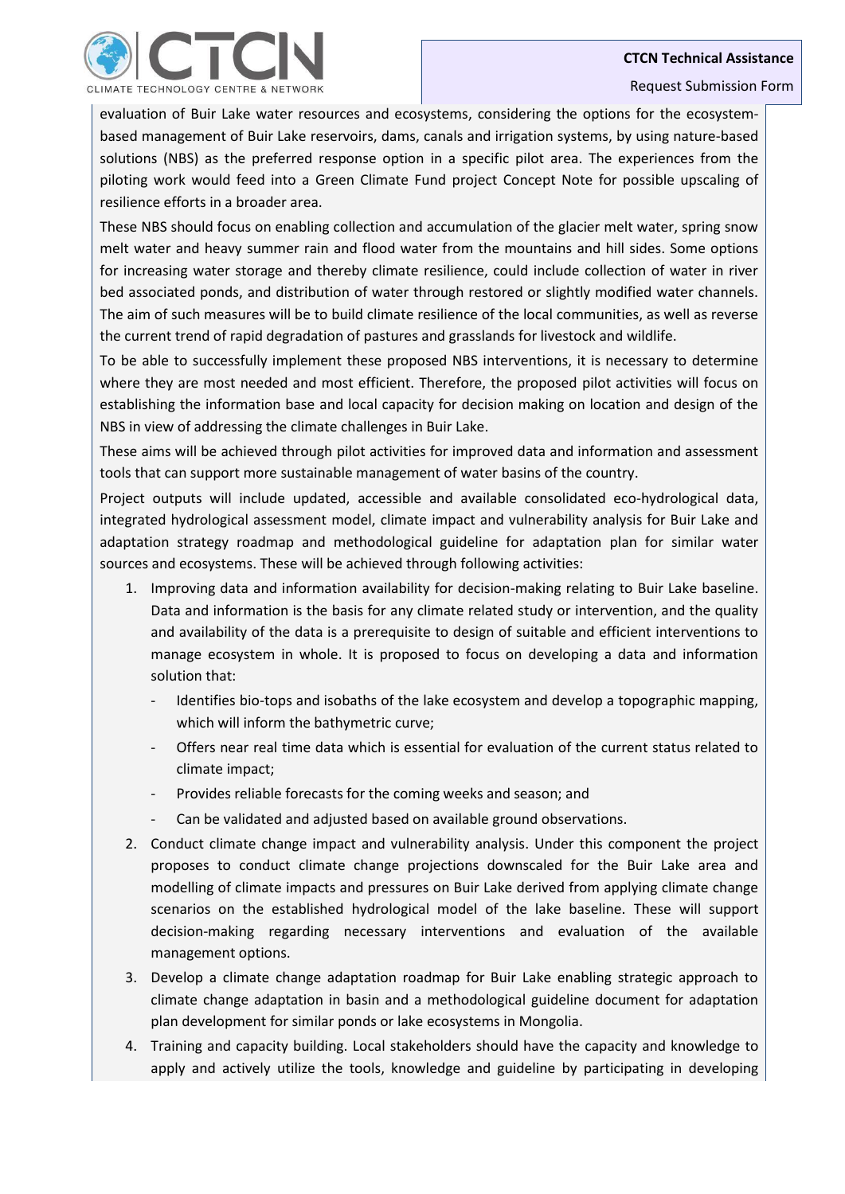evaluation of Buir Lake water resources and ecosystems, considering the options for the ecosystem-based management of Buir Lake reservoirs, dams, canals and irrigation systems, by using nature-based solutions (NBS) as the preferred response option in a specific pilot area. The experiences from the piloting work would feed into a Green Climate Fund project Concept Note for possible upscaling of resilience efforts in a broader area.

These NBS should focus on enabling collection and accumulation of the glacier melt water, spring snow melt water and heavy summer rain and flood water from the mountains and hill sides. Some options for increasing water storage and thereby climate resilience, could include collection of water in river bed associated ponds, and distribution of water through restored or slightly modified water channels. The aim of such measures will be to build climate resilience of the local communities, as well as reverse the current trend of rapid degradation of pastures and grasslands for livestock and wildlife.

To be able to successfully implement these proposed NBS interventions, it is necessary to determine where they are most needed and most efficient. Therefore, the proposed pilot activities will focus on establishing the information base and local capacity for decision making on location and design of the NBS in view of addressing the climate challenges in Buir Lake.

These aims will be achieved through pilot activities for improved data and information and assessment tools that can support more sustainable management of water basins of the country.

Project outputs will include updated, accessible and available consolidated eco-hydrological data, integrated hydrological assessment model, climate impact and vulnerability analysis for Buir Lake and adaptation strategy roadmap and methodological guideline for adaptation plan for similar water sources and ecosystems. These will be achieved through following activities:

1. Improving data and information availability for decision-making relating to Buir Lake baseline. Data and information is the basis for any climate related study or intervention, and the quality and availability of the data is a prerequisite to design of suitable and efficient interventions to manage ecosystem in whole. It is proposed to focus on developing a data and information solution that:
   - Identifies bio-tops and isobaths of the lake ecosystem and develop a topographic mapping, which will inform the bathymetric curve;
   - Offers near real time data which is essential for evaluation of the current status related to climate impact;
   - Provides reliable forecasts for the coming weeks and season; and
   - Can be validated and adjusted based on available ground observations.
2. Conduct climate change impact and vulnerability analysis. Under this component the project proposes to conduct climate change projections downscaled for the Buir Lake area and modelling of climate impacts and pressures on Buir Lake derived from applying climate change scenarios on the established hydrological model of the lake baseline. These will support decision-making regarding necessary interventions and evaluation of the available management options.
3. Develop a climate change adaptation roadmap for Buir Lake enabling strategic approach to climate change adaptation in basin and a methodological guideline document for adaptation plan development for similar ponds or lake ecosystems in Mongolia.
4. Training and capacity building. Local stakeholders should have the capacity and knowledge to apply and actively utilize the tools, knowledge and guideline by participating in developing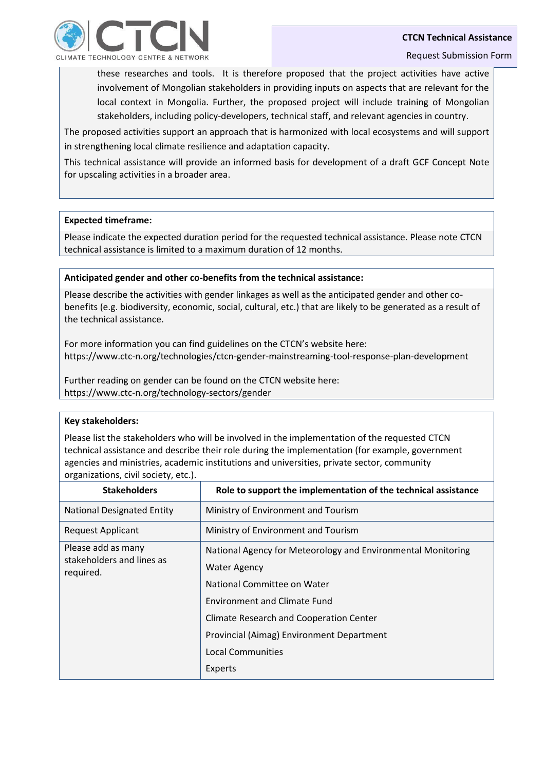these researches and tools. It is therefore proposed that the project activities have active involvement of Mongolian stakeholders in providing inputs on aspects that are relevant for the local context in Mongolia. Further, the proposed project will include training of Mongolian stakeholders, including policy-developers, technical staff, and relevant agencies in country.

The proposed activities support an approach that is harmonized with local ecosystems and will support in strengthening local climate resilience and adaptation capacity.

This technical assistance will provide an informed basis for development of a draft GCF Concept Note for upscaling activities in a broader area.

**Expected timeframe:**

Please indicate the expected duration period for the requested technical assistance. Please note CTCN technical assistance is limited to a maximum duration of 12 months.

**Anticipated gender and other co-benefits from the technical assistance:**

Please describe the activities with gender linkages as well as the anticipated gender and other co-benefits (e.g. biodiversity, economic, social, cultural, etc.) that are likely to be generated as a result of the technical assistance.

For more information you can find guidelines on the CTCN's website here:
https://www.ctc-n.org/technologies/ctcn-gender-mainstreaming-tool-response-plan-development

Further reading on gender can be found on the CTCN website here:
https://www.ctc-n.org/technology-sectors/gender

**Key stakeholders:**

Please list the stakeholders who will be involved in the implementation of the requested CTCN technical assistance and describe their role during the implementation (for example, government agencies and ministries, academic institutions and universities, private sector, community organizations, civil society, etc.).

| Stakeholders | Role to support the implementation of the technical assistance |
|---|---|
| National Designated Entity | Ministry of Environment and Tourism |
| Request Applicant | Ministry of Environment and Tourism |
| Please add as many stakeholders and lines as required. | National Agency for Meteorology and Environmental Monitoring |
| | Water Agency |
| | National Committee on Water |
| | Environment and Climate Fund |
| | Climate Research and Cooperation Center |
| | Provincial (Aimag) Environment Department |
| | Local Communities |
| | Experts |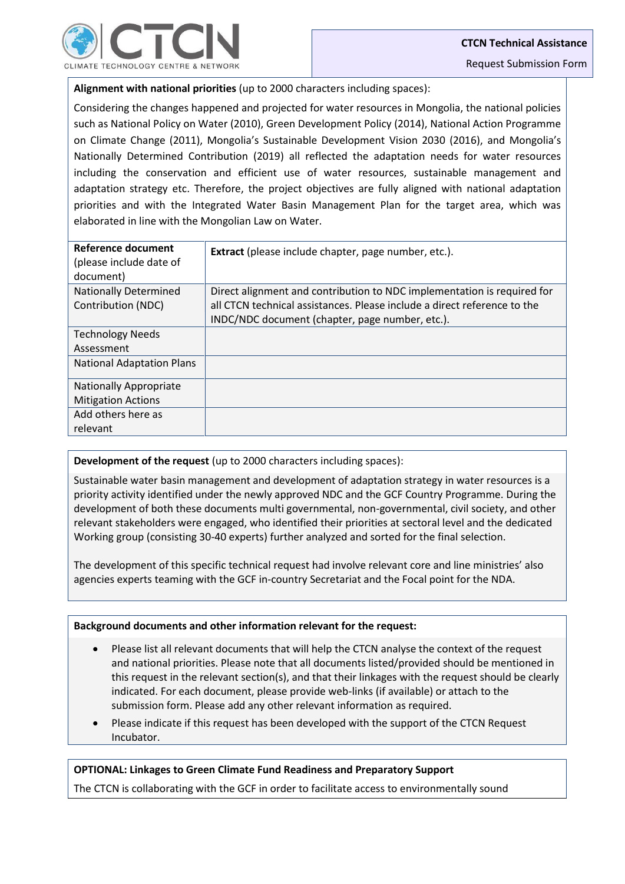**Alignment with national priorities** (up to 2000 characters including spaces):

Considering the changes happened and projected for water resources in Mongolia, the national policies such as National Policy on Water (2010), Green Development Policy (2014), National Action Programme on Climate Change (2011), Mongolia's Sustainable Development Vision 2030 (2016), and Mongolia's Nationally Determined Contribution (2019) all reflected the adaptation needs for water resources including the conservation and efficient use of water resources, sustainable management and adaptation strategy etc. Therefore, the project objectives are fully aligned with national adaptation priorities and with the Integrated Water Basin Management Plan for the target area, which was elaborated in line with the Mongolian Law on Water.

| **Reference document** (please include date of document) | **Extract** (please include chapter, page number, etc.). |
|---|---|
| Nationally Determined Contribution (NDC) | Direct alignment and contribution to NDC implementation is required for all CTCN technical assistances. Please include a direct reference to the INDC/NDC document (chapter, page number, etc.). |
| Technology Needs Assessment | |
| National Adaptation Plans | |
| Nationally Appropriate Mitigation Actions | |
| Add others here as relevant | |

**Development of the request** (up to 2000 characters including spaces):

Sustainable water basin management and development of adaptation strategy in water resources is a priority activity identified under the newly approved NDC and the GCF Country Programme. During the development of both these documents multi governmental, non-governmental, civil society, and other relevant stakeholders were engaged, who identified their priorities at sectoral level and the dedicated Working group (consisting 30-40 experts) further analyzed and sorted for the final selection.

The development of this specific technical request had involve relevant core and line ministries' also agencies experts teaming with the GCF in-country Secretariat and the Focal point for the NDA.

**Background documents and other information relevant for the request:**

- Please list all relevant documents that will help the CTCN analyse the context of the request and national priorities. Please note that all documents listed/provided should be mentioned in this request in the relevant section(s), and that their linkages with the request should be clearly indicated. For each document, please provide web-links (if available) or attach to the submission form. Please add any other relevant information as required.
- Please indicate if this request has been developed with the support of the CTCN Request Incubator.

**OPTIONAL: Linkages to Green Climate Fund Readiness and Preparatory Support**

The CTCN is collaborating with the GCF in order to facilitate access to environmentally sound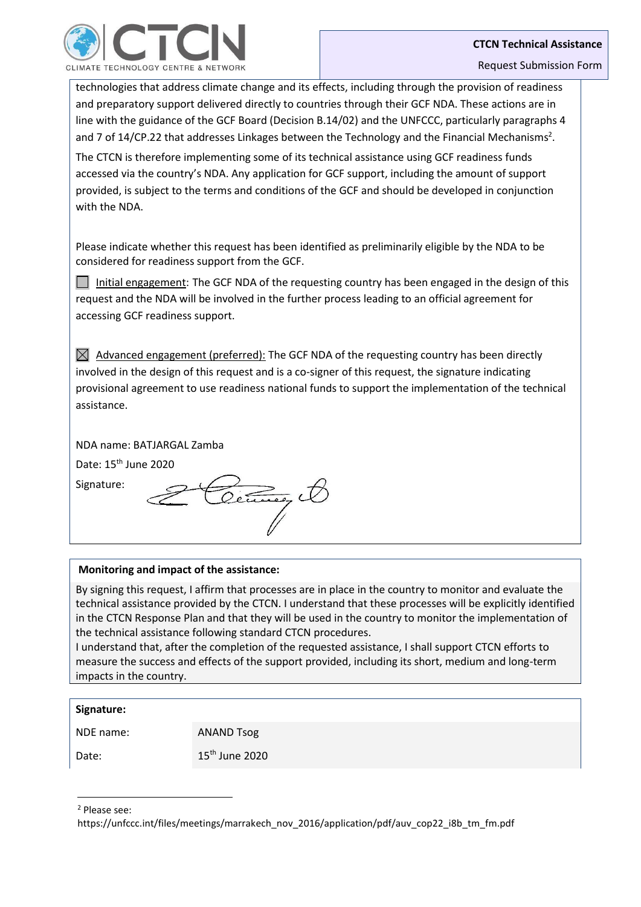technologies that address climate change and its effects, including through the provision of readiness and preparatory support delivered directly to countries through their GCF NDA. These actions are in line with the guidance of the GCF Board (Decision B.14/02) and the UNFCCC, particularly paragraphs 4 and 7 of 14/CP.22 that addresses Linkages between the Technology and the Financial Mechanisms[2].

The CTCN is therefore implementing some of its technical assistance using GCF readiness funds accessed via the country's NDA. Any application for GCF support, including the amount of support provided, is subject to the terms and conditions of the GCF and should be developed in conjunction with the NDA.

Please indicate whether this request has been identified as preliminarily eligible by the NDA to be considered for readiness support from the GCF.

☐ Initial engagement: The GCF NDA of the requesting country has been engaged in the design of this request and the NDA will be involved in the further process leading to an official agreement for accessing GCF readiness support.

☒ Advanced engagement (preferred): The GCF NDA of the requesting country has been directly involved in the design of this request and is a co-signer of this request, the signature indicating provisional agreement to use readiness national funds to support the implementation of the technical assistance.

NDA name: BATJARGAL Zamba

Date: 15th June 2020

Signature:

**Monitoring and impact of the assistance:**

By signing this request, I affirm that processes are in place in the country to monitor and evaluate the technical assistance provided by the CTCN. I understand that these processes will be explicitly identified in the CTCN Response Plan and that they will be used in the country to monitor the implementation of the technical assistance following standard CTCN procedures.
I understand that, after the completion of the requested assistance, I shall support CTCN efforts to measure the success and effects of the support provided, including its short, medium and long-term impacts in the country.

**Signature:**

| NDE name: | ANAND Tsog |
|---|---|
| Date: | 15th June 2020 |

[2] Please see: https://unfccc.int/files/meetings/marrakech_nov_2016/application/pdf/auv_cop22_i8b_tm_fm.pdf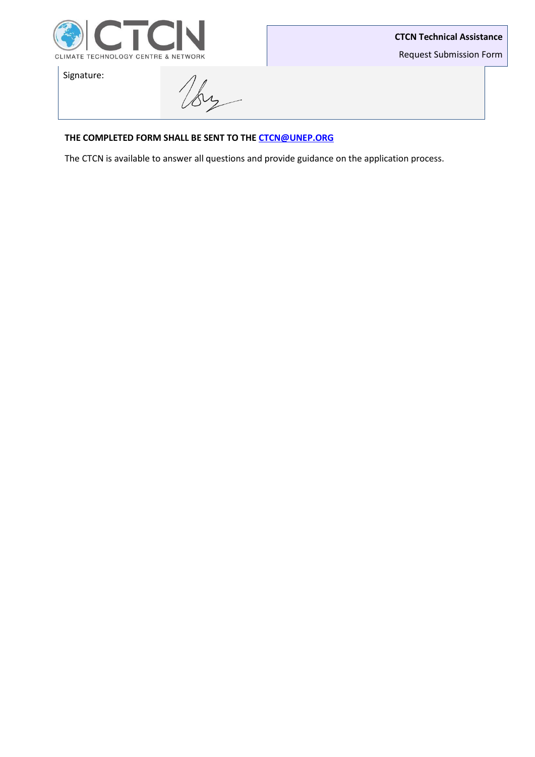| | |
|---|---|
| Signature: | |

**THE COMPLETED FORM SHALL BE SENT TO THE [CTCN@UNEP.ORG](mailto:CTCN@UNEP.ORG)**

The CTCN is available to answer all questions and provide guidance on the application process.